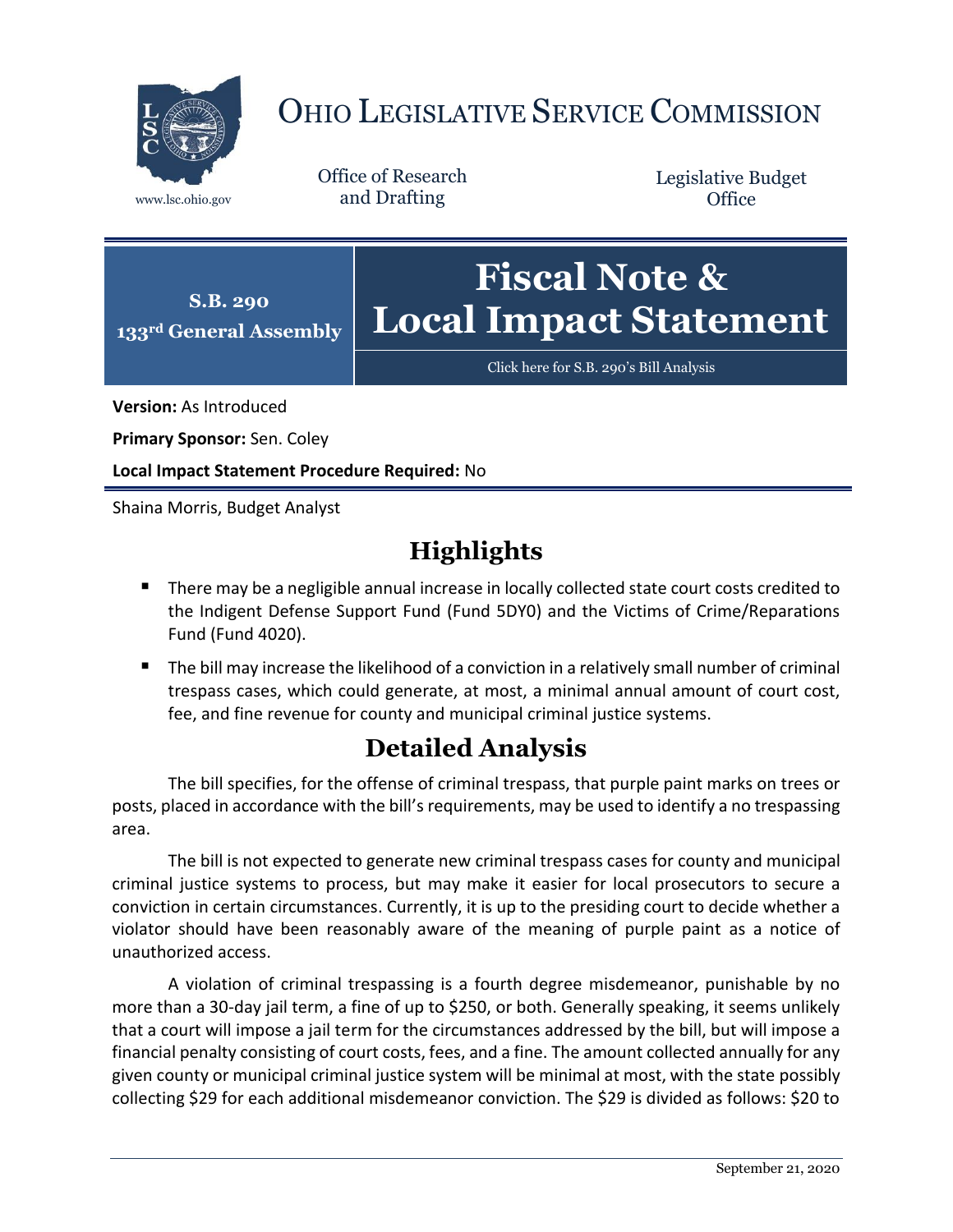# OHIO LEGISLATIVE SERVICE COMMISSION

www.lsc.ohio.gov

Office of Research and Drafting

Legislative Budget Office

**S.B. 290**
**133rd General Assembly**

# Fiscal Note & Local Impact Statement

Click here for S.B. 290's Bill Analysis

**Version:** As Introduced

**Primary Sponsor:** Sen. Coley

**Local Impact Statement Procedure Required:** No

Shaina Morris, Budget Analyst

## Highlights

- There may be a negligible annual increase in locally collected state court costs credited to the Indigent Defense Support Fund (Fund 5DY0) and the Victims of Crime/Reparations Fund (Fund 4020).
- The bill may increase the likelihood of a conviction in a relatively small number of criminal trespass cases, which could generate, at most, a minimal annual amount of court cost, fee, and fine revenue for county and municipal criminal justice systems.

## Detailed Analysis

The bill specifies, for the offense of criminal trespass, that purple paint marks on trees or posts, placed in accordance with the bill's requirements, may be used to identify a no trespassing area.

The bill is not expected to generate new criminal trespass cases for county and municipal criminal justice systems to process, but may make it easier for local prosecutors to secure a conviction in certain circumstances. Currently, it is up to the presiding court to decide whether a violator should have been reasonably aware of the meaning of purple paint as a notice of unauthorized access.

A violation of criminal trespassing is a fourth degree misdemeanor, punishable by no more than a 30-day jail term, a fine of up to $250, or both. Generally speaking, it seems unlikely that a court will impose a jail term for the circumstances addressed by the bill, but will impose a financial penalty consisting of court costs, fees, and a fine. The amount collected annually for any given county or municipal criminal justice system will be minimal at most, with the state possibly collecting $29 for each additional misdemeanor conviction. The $29 is divided as follows: $20 to

September 21, 2020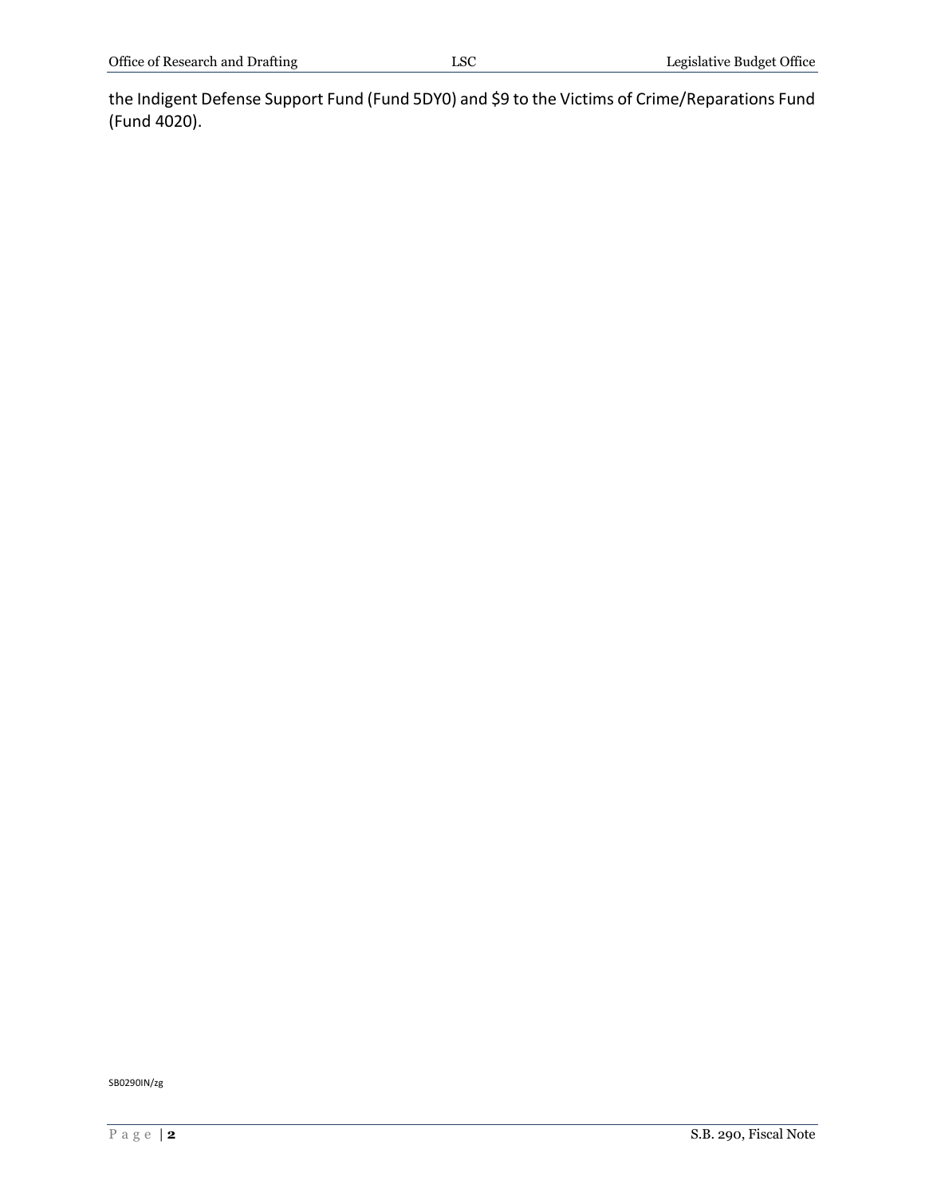the Indigent Defense Support Fund (Fund 5DY0) and $9 to the Victims of Crime/Reparations Fund (Fund 4020).

SB0290IN/zg